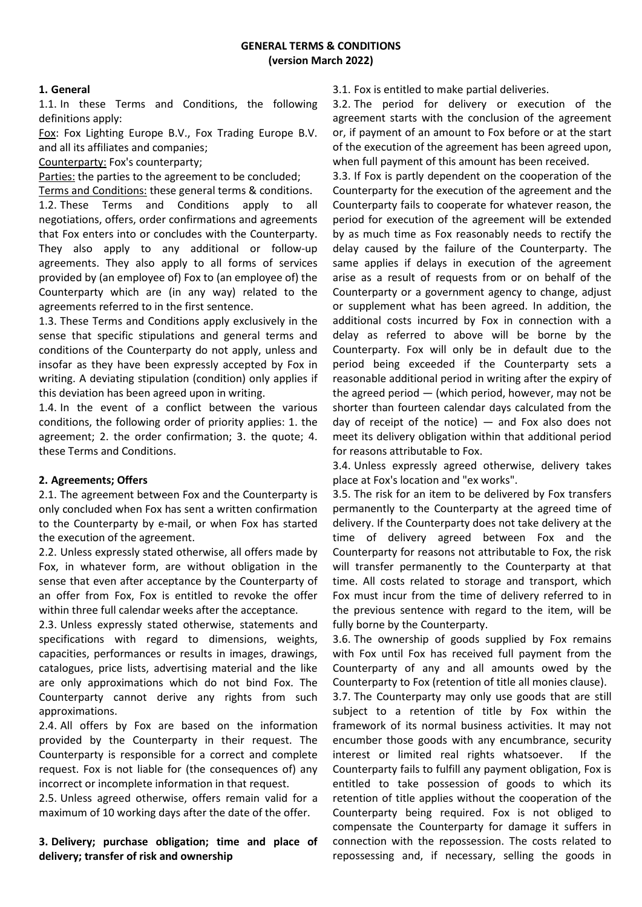# GENERAL TERMS & CONDITIONS
**(version March 2022)**

## 1. General

1.1. In these Terms and Conditions, the following definitions apply:

Fox: Fox Lighting Europe B.V., Fox Trading Europe B.V. and all its affiliates and companies;

Counterparty: Fox's counterparty;

Parties: the parties to the agreement to be concluded;

Terms and Conditions: these general terms & conditions.

1.2. These Terms and Conditions apply to all negotiations, offers, order confirmations and agreements that Fox enters into or concludes with the Counterparty. They also apply to any additional or follow-up agreements. They also apply to all forms of services provided by (an employee of) Fox to (an employee of) the Counterparty which are (in any way) related to the agreements referred to in the first sentence.

1.3. These Terms and Conditions apply exclusively in the sense that specific stipulations and general terms and conditions of the Counterparty do not apply, unless and insofar as they have been expressly accepted by Fox in writing. A deviating stipulation (condition) only applies if this deviation has been agreed upon in writing.

1.4. In the event of a conflict between the various conditions, the following order of priority applies: 1. the agreement; 2. the order confirmation; 3. the quote; 4. these Terms and Conditions.

## 2. Agreements; Offers

2.1. The agreement between Fox and the Counterparty is only concluded when Fox has sent a written confirmation to the Counterparty by e-mail, or when Fox has started the execution of the agreement.

2.2. Unless expressly stated otherwise, all offers made by Fox, in whatever form, are without obligation in the sense that even after acceptance by the Counterparty of an offer from Fox, Fox is entitled to revoke the offer within three full calendar weeks after the acceptance.

2.3. Unless expressly stated otherwise, statements and specifications with regard to dimensions, weights, capacities, performances or results in images, drawings, catalogues, price lists, advertising material and the like are only approximations which do not bind Fox. The Counterparty cannot derive any rights from such approximations.

2.4. All offers by Fox are based on the information provided by the Counterparty in their request. The Counterparty is responsible for a correct and complete request. Fox is not liable for (the consequences of) any incorrect or incomplete information in that request.

2.5. Unless agreed otherwise, offers remain valid for a maximum of 10 working days after the date of the offer.

## 3. Delivery; purchase obligation; time and place of delivery; transfer of risk and ownership

3.1. Fox is entitled to make partial deliveries.

3.2. The period for delivery or execution of the agreement starts with the conclusion of the agreement or, if payment of an amount to Fox before or at the start of the execution of the agreement has been agreed upon, when full payment of this amount has been received.

3.3. If Fox is partly dependent on the cooperation of the Counterparty for the execution of the agreement and the Counterparty fails to cooperate for whatever reason, the period for execution of the agreement will be extended by as much time as Fox reasonably needs to rectify the delay caused by the failure of the Counterparty. The same applies if delays in execution of the agreement arise as a result of requests from or on behalf of the Counterparty or a government agency to change, adjust or supplement what has been agreed. In addition, the additional costs incurred by Fox in connection with a delay as referred to above will be borne by the Counterparty. Fox will only be in default due to the period being exceeded if the Counterparty sets a reasonable additional period in writing after the expiry of the agreed period — (which period, however, may not be shorter than fourteen calendar days calculated from the day of receipt of the notice) — and Fox also does not meet its delivery obligation within that additional period for reasons attributable to Fox.

3.4. Unless expressly agreed otherwise, delivery takes place at Fox's location and "ex works".

3.5. The risk for an item to be delivered by Fox transfers permanently to the Counterparty at the agreed time of delivery. If the Counterparty does not take delivery at the time of delivery agreed between Fox and the Counterparty for reasons not attributable to Fox, the risk will transfer permanently to the Counterparty at that time. All costs related to storage and transport, which Fox must incur from the time of delivery referred to in the previous sentence with regard to the item, will be fully borne by the Counterparty.

3.6. The ownership of goods supplied by Fox remains with Fox until Fox has received full payment from the Counterparty of any and all amounts owed by the Counterparty to Fox (retention of title all monies clause).

3.7. The Counterparty may only use goods that are still subject to a retention of title by Fox within the framework of its normal business activities. It may not encumber those goods with any encumbrance, security interest or limited real rights whatsoever. If the Counterparty fails to fulfill any payment obligation, Fox is entitled to take possession of goods to which its retention of title applies without the cooperation of the Counterparty being required. Fox is not obliged to compensate the Counterparty for damage it suffers in connection with the repossession. The costs related to repossessing and, if necessary, selling the goods in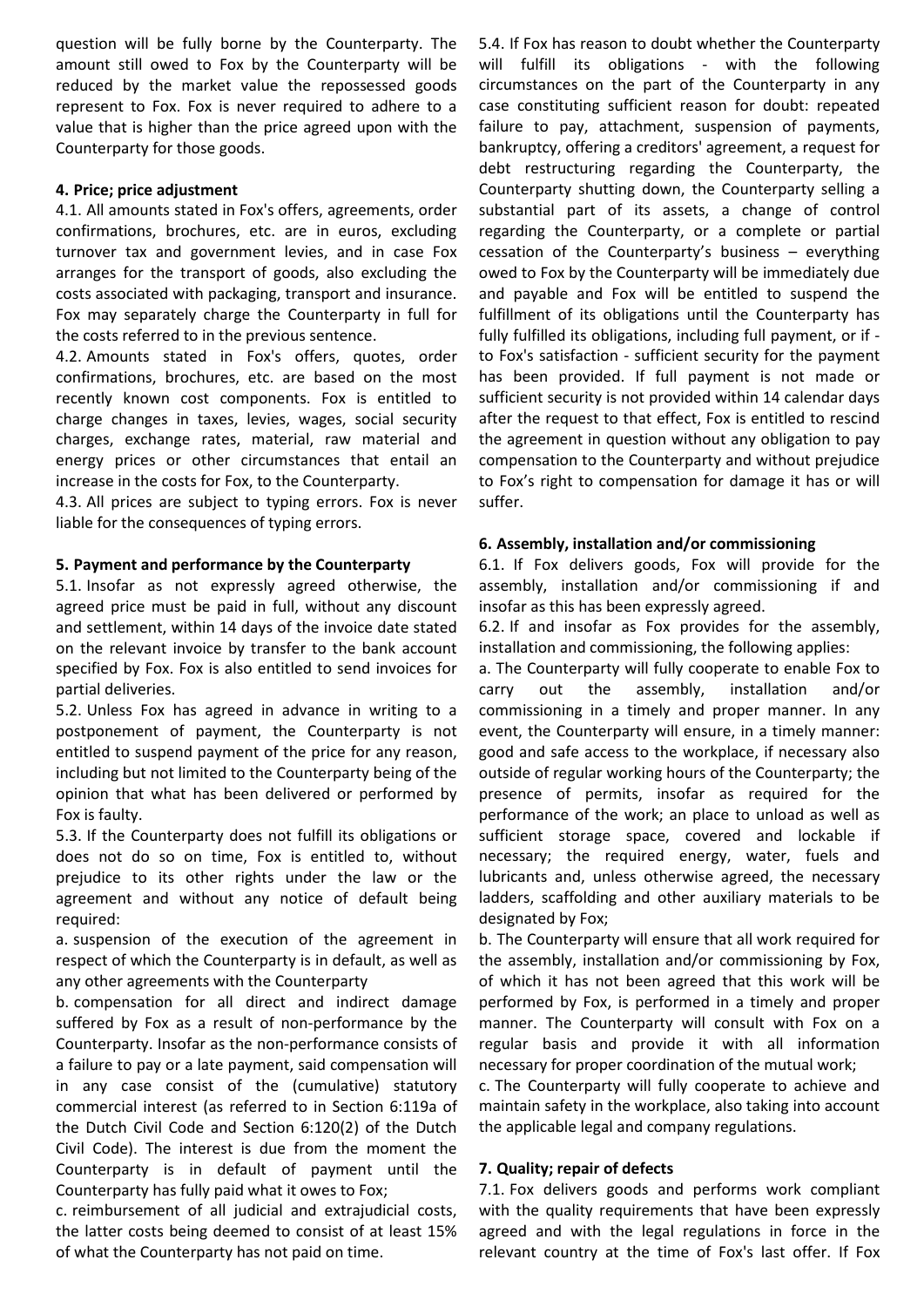question will be fully borne by the Counterparty. The amount still owed to Fox by the Counterparty will be reduced by the market value the repossessed goods represent to Fox. Fox is never required to adhere to a value that is higher than the price agreed upon with the Counterparty for those goods.

**4. Price; price adjustment**

4.1. All amounts stated in Fox's offers, agreements, order confirmations, brochures, etc. are in euros, excluding turnover tax and government levies, and in case Fox arranges for the transport of goods, also excluding the costs associated with packaging, transport and insurance. Fox may separately charge the Counterparty in full for the costs referred to in the previous sentence.

4.2. Amounts stated in Fox's offers, quotes, order confirmations, brochures, etc. are based on the most recently known cost components. Fox is entitled to charge changes in taxes, levies, wages, social security charges, exchange rates, material, raw material and energy prices or other circumstances that entail an increase in the costs for Fox, to the Counterparty.

4.3. All prices are subject to typing errors. Fox is never liable for the consequences of typing errors.

**5. Payment and performance by the Counterparty**

5.1. Insofar as not expressly agreed otherwise, the agreed price must be paid in full, without any discount and settlement, within 14 days of the invoice date stated on the relevant invoice by transfer to the bank account specified by Fox. Fox is also entitled to send invoices for partial deliveries.

5.2. Unless Fox has agreed in advance in writing to a postponement of payment, the Counterparty is not entitled to suspend payment of the price for any reason, including but not limited to the Counterparty being of the opinion that what has been delivered or performed by Fox is faulty.

5.3. If the Counterparty does not fulfill its obligations or does not do so on time, Fox is entitled to, without prejudice to its other rights under the law or the agreement and without any notice of default being required:

a. suspension of the execution of the agreement in respect of which the Counterparty is in default, as well as any other agreements with the Counterparty

b. compensation for all direct and indirect damage suffered by Fox as a result of non-performance by the Counterparty. Insofar as the non-performance consists of a failure to pay or a late payment, said compensation will in any case consist of the (cumulative) statutory commercial interest (as referred to in Section 6:119a of the Dutch Civil Code and Section 6:120(2) of the Dutch Civil Code). The interest is due from the moment the Counterparty is in default of payment until the Counterparty has fully paid what it owes to Fox;

c. reimbursement of all judicial and extrajudicial costs, the latter costs being deemed to consist of at least 15% of what the Counterparty has not paid on time.

5.4. If Fox has reason to doubt whether the Counterparty will fulfill its obligations - with the following circumstances on the part of the Counterparty in any case constituting sufficient reason for doubt: repeated failure to pay, attachment, suspension of payments, bankruptcy, offering a creditors' agreement, a request for debt restructuring regarding the Counterparty, the Counterparty shutting down, the Counterparty selling a substantial part of its assets, a change of control regarding the Counterparty, or a complete or partial cessation of the Counterparty's business – everything owed to Fox by the Counterparty will be immediately due and payable and Fox will be entitled to suspend the fulfillment of its obligations until the Counterparty has fully fulfilled its obligations, including full payment, or if - to Fox's satisfaction - sufficient security for the payment has been provided. If full payment is not made or sufficient security is not provided within 14 calendar days after the request to that effect, Fox is entitled to rescind the agreement in question without any obligation to pay compensation to the Counterparty and without prejudice to Fox's right to compensation for damage it has or will suffer.

**6. Assembly, installation and/or commissioning**

6.1. If Fox delivers goods, Fox will provide for the assembly, installation and/or commissioning if and insofar as this has been expressly agreed.

6.2. If and insofar as Fox provides for the assembly, installation and commissioning, the following applies:

a. The Counterparty will fully cooperate to enable Fox to carry out the assembly, installation and/or commissioning in a timely and proper manner. In any event, the Counterparty will ensure, in a timely manner: good and safe access to the workplace, if necessary also outside of regular working hours of the Counterparty; the presence of permits, insofar as required for the performance of the work; an place to unload as well as sufficient storage space, covered and lockable if necessary; the required energy, water, fuels and lubricants and, unless otherwise agreed, the necessary ladders, scaffolding and other auxiliary materials to be designated by Fox;

b. The Counterparty will ensure that all work required for the assembly, installation and/or commissioning by Fox, of which it has not been agreed that this work will be performed by Fox, is performed in a timely and proper manner. The Counterparty will consult with Fox on a regular basis and provide it with all information necessary for proper coordination of the mutual work;

c. The Counterparty will fully cooperate to achieve and maintain safety in the workplace, also taking into account the applicable legal and company regulations.

**7. Quality; repair of defects**

7.1. Fox delivers goods and performs work compliant with the quality requirements that have been expressly agreed and with the legal regulations in force in the relevant country at the time of Fox's last offer. If Fox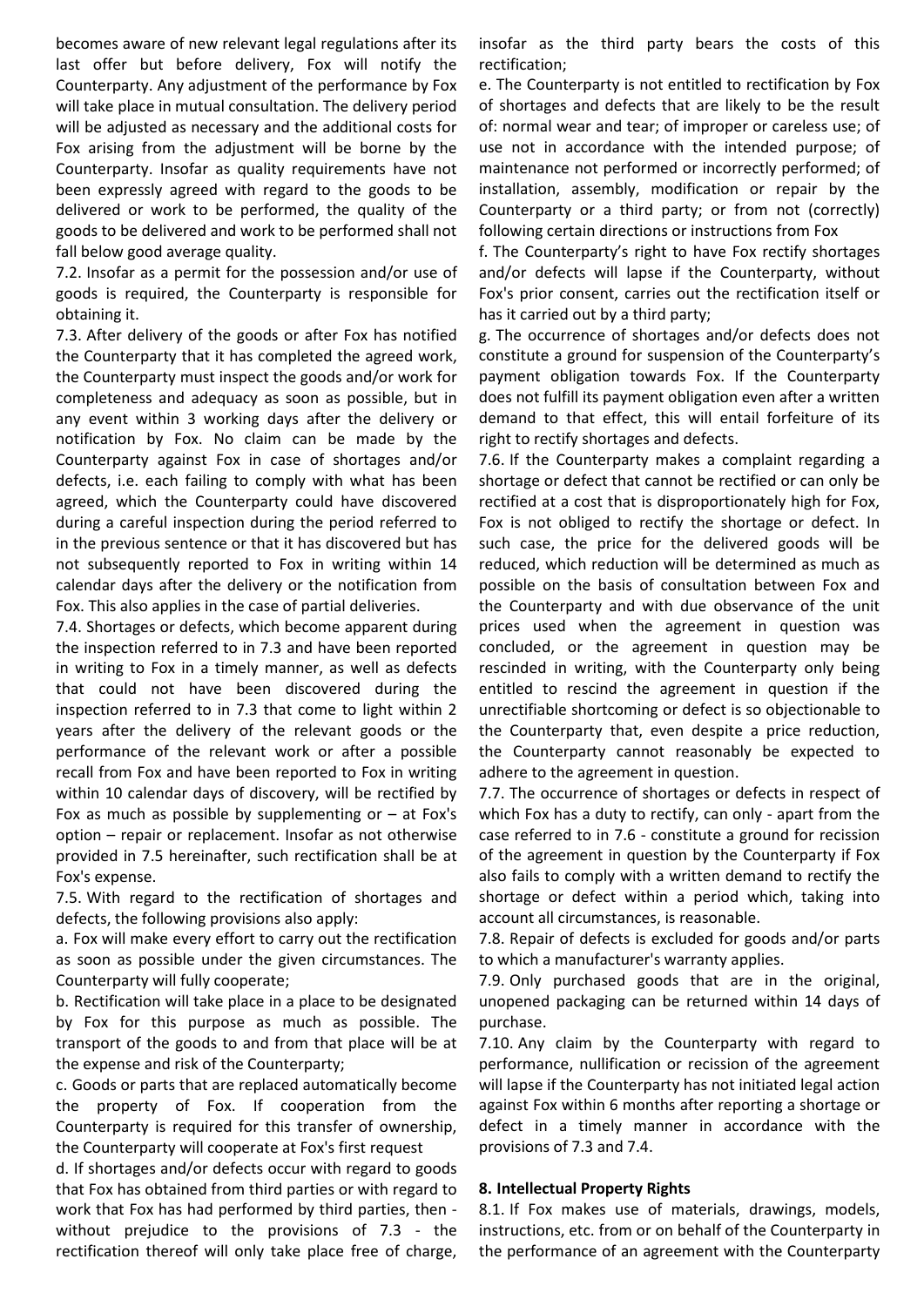becomes aware of new relevant legal regulations after its last offer but before delivery, Fox will notify the Counterparty. Any adjustment of the performance by Fox will take place in mutual consultation. The delivery period will be adjusted as necessary and the additional costs for Fox arising from the adjustment will be borne by the Counterparty. Insofar as quality requirements have not been expressly agreed with regard to the goods to be delivered or work to be performed, the quality of the goods to be delivered and work to be performed shall not fall below good average quality.

7.2. Insofar as a permit for the possession and/or use of goods is required, the Counterparty is responsible for obtaining it.

7.3. After delivery of the goods or after Fox has notified the Counterparty that it has completed the agreed work, the Counterparty must inspect the goods and/or work for completeness and adequacy as soon as possible, but in any event within 3 working days after the delivery or notification by Fox. No claim can be made by the Counterparty against Fox in case of shortages and/or defects, i.e. each failing to comply with what has been agreed, which the Counterparty could have discovered during a careful inspection during the period referred to in the previous sentence or that it has discovered but has not subsequently reported to Fox in writing within 14 calendar days after the delivery or the notification from Fox. This also applies in the case of partial deliveries.

7.4. Shortages or defects, which become apparent during the inspection referred to in 7.3 and have been reported in writing to Fox in a timely manner, as well as defects that could not have been discovered during the inspection referred to in 7.3 that come to light within 2 years after the delivery of the relevant goods or the performance of the relevant work or after a possible recall from Fox and have been reported to Fox in writing within 10 calendar days of discovery, will be rectified by Fox as much as possible by supplementing or – at Fox's option – repair or replacement. Insofar as not otherwise provided in 7.5 hereinafter, such rectification shall be at Fox's expense.

7.5. With regard to the rectification of shortages and defects, the following provisions also apply:

a. Fox will make every effort to carry out the rectification as soon as possible under the given circumstances. The Counterparty will fully cooperate;

b. Rectification will take place in a place to be designated by Fox for this purpose as much as possible. The transport of the goods to and from that place will be at the expense and risk of the Counterparty;

c. Goods or parts that are replaced automatically become the property of Fox. If cooperation from the Counterparty is required for this transfer of ownership, the Counterparty will cooperate at Fox's first request

d. If shortages and/or defects occur with regard to goods that Fox has obtained from third parties or with regard to work that Fox has had performed by third parties, then - without prejudice to the provisions of 7.3 - the rectification thereof will only take place free of charge, insofar as the third party bears the costs of this rectification;

e. The Counterparty is not entitled to rectification by Fox of shortages and defects that are likely to be the result of: normal wear and tear; of improper or careless use; of use not in accordance with the intended purpose; of maintenance not performed or incorrectly performed; of installation, assembly, modification or repair by the Counterparty or a third party; or from not (correctly) following certain directions or instructions from Fox

f. The Counterparty's right to have Fox rectify shortages and/or defects will lapse if the Counterparty, without Fox's prior consent, carries out the rectification itself or has it carried out by a third party;

g. The occurrence of shortages and/or defects does not constitute a ground for suspension of the Counterparty's payment obligation towards Fox. If the Counterparty does not fulfill its payment obligation even after a written demand to that effect, this will entail forfeiture of its right to rectify shortages and defects.

7.6. If the Counterparty makes a complaint regarding a shortage or defect that cannot be rectified or can only be rectified at a cost that is disproportionately high for Fox, Fox is not obliged to rectify the shortage or defect. In such case, the price for the delivered goods will be reduced, which reduction will be determined as much as possible on the basis of consultation between Fox and the Counterparty and with due observance of the unit prices used when the agreement in question was concluded, or the agreement in question may be rescinded in writing, with the Counterparty only being entitled to rescind the agreement in question if the unrectifiable shortcoming or defect is so objectionable to the Counterparty that, even despite a price reduction, the Counterparty cannot reasonably be expected to adhere to the agreement in question.

7.7. The occurrence of shortages or defects in respect of which Fox has a duty to rectify, can only - apart from the case referred to in 7.6 - constitute a ground for recission of the agreement in question by the Counterparty if Fox also fails to comply with a written demand to rectify the shortage or defect within a period which, taking into account all circumstances, is reasonable.

7.8. Repair of defects is excluded for goods and/or parts to which a manufacturer's warranty applies.

7.9. Only purchased goods that are in the original, unopened packaging can be returned within 14 days of purchase.

7.10. Any claim by the Counterparty with regard to performance, nullification or recission of the agreement will lapse if the Counterparty has not initiated legal action against Fox within 6 months after reporting a shortage or defect in a timely manner in accordance with the provisions of 7.3 and 7.4.

## 8. Intellectual Property Rights

8.1. If Fox makes use of materials, drawings, models, instructions, etc. from or on behalf of the Counterparty in the performance of an agreement with the Counterparty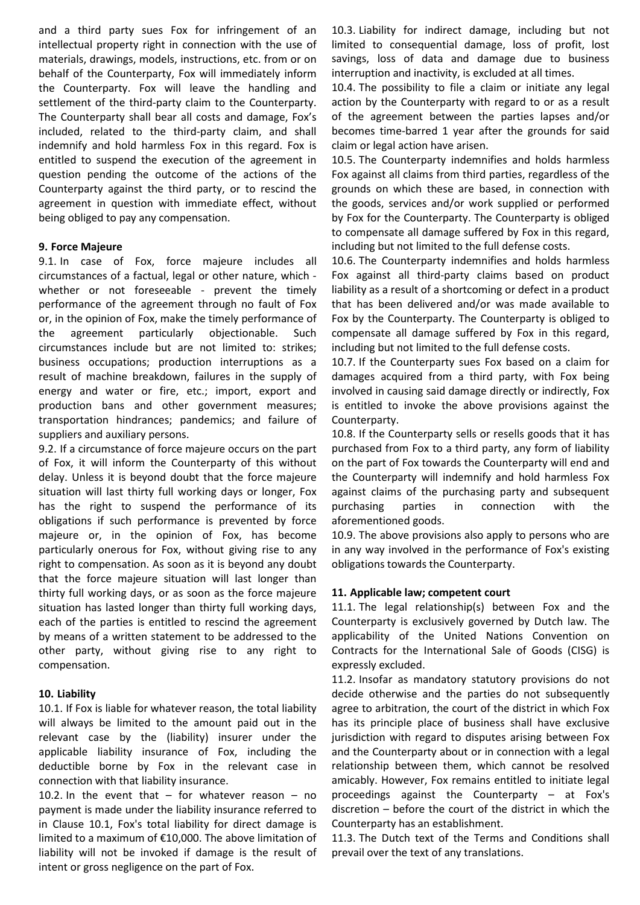and a third party sues Fox for infringement of an intellectual property right in connection with the use of materials, drawings, models, instructions, etc. from or on behalf of the Counterparty, Fox will immediately inform the Counterparty. Fox will leave the handling and settlement of the third-party claim to the Counterparty. The Counterparty shall bear all costs and damage, Fox's included, related to the third-party claim, and shall indemnify and hold harmless Fox in this regard. Fox is entitled to suspend the execution of the agreement in question pending the outcome of the actions of the Counterparty against the third party, or to rescind the agreement in question with immediate effect, without being obliged to pay any compensation.

**9. Force Majeure**

9.1. In case of Fox, force majeure includes all circumstances of a factual, legal or other nature, which - whether or not foreseeable - prevent the timely performance of the agreement through no fault of Fox or, in the opinion of Fox, make the timely performance of the agreement particularly objectionable. Such circumstances include but are not limited to: strikes; business occupations; production interruptions as a result of machine breakdown, failures in the supply of energy and water or fire, etc.; import, export and production bans and other government measures; transportation hindrances; pandemics; and failure of suppliers and auxiliary persons.

9.2. If a circumstance of force majeure occurs on the part of Fox, it will inform the Counterparty of this without delay. Unless it is beyond doubt that the force majeure situation will last thirty full working days or longer, Fox has the right to suspend the performance of its obligations if such performance is prevented by force majeure or, in the opinion of Fox, has become particularly onerous for Fox, without giving rise to any right to compensation. As soon as it is beyond any doubt that the force majeure situation will last longer than thirty full working days, or as soon as the force majeure situation has lasted longer than thirty full working days, each of the parties is entitled to rescind the agreement by means of a written statement to be addressed to the other party, without giving rise to any right to compensation.

**10. Liability**

10.1. If Fox is liable for whatever reason, the total liability will always be limited to the amount paid out in the relevant case by the (liability) insurer under the applicable liability insurance of Fox, including the deductible borne by Fox in the relevant case in connection with that liability insurance.

10.2. In the event that – for whatever reason – no payment is made under the liability insurance referred to in Clause 10.1, Fox's total liability for direct damage is limited to a maximum of €10,000. The above limitation of liability will not be invoked if damage is the result of intent or gross negligence on the part of Fox.

10.3. Liability for indirect damage, including but not limited to consequential damage, loss of profit, lost savings, loss of data and damage due to business interruption and inactivity, is excluded at all times.

10.4. The possibility to file a claim or initiate any legal action by the Counterparty with regard to or as a result of the agreement between the parties lapses and/or becomes time-barred 1 year after the grounds for said claim or legal action have arisen.

10.5. The Counterparty indemnifies and holds harmless Fox against all claims from third parties, regardless of the grounds on which these are based, in connection with the goods, services and/or work supplied or performed by Fox for the Counterparty. The Counterparty is obliged to compensate all damage suffered by Fox in this regard, including but not limited to the full defense costs.

10.6. The Counterparty indemnifies and holds harmless Fox against all third-party claims based on product liability as a result of a shortcoming or defect in a product that has been delivered and/or was made available to Fox by the Counterparty. The Counterparty is obliged to compensate all damage suffered by Fox in this regard, including but not limited to the full defense costs.

10.7. If the Counterparty sues Fox based on a claim for damages acquired from a third party, with Fox being involved in causing said damage directly or indirectly, Fox is entitled to invoke the above provisions against the Counterparty.

10.8. If the Counterparty sells or resells goods that it has purchased from Fox to a third party, any form of liability on the part of Fox towards the Counterparty will end and the Counterparty will indemnify and hold harmless Fox against claims of the purchasing party and subsequent purchasing parties in connection with the aforementioned goods.

10.9. The above provisions also apply to persons who are in any way involved in the performance of Fox's existing obligations towards the Counterparty.

**11. Applicable law; competent court**

11.1. The legal relationship(s) between Fox and the Counterparty is exclusively governed by Dutch law. The applicability of the United Nations Convention on Contracts for the International Sale of Goods (CISG) is expressly excluded.

11.2. Insofar as mandatory statutory provisions do not decide otherwise and the parties do not subsequently agree to arbitration, the court of the district in which Fox has its principle place of business shall have exclusive jurisdiction with regard to disputes arising between Fox and the Counterparty about or in connection with a legal relationship between them, which cannot be resolved amicably. However, Fox remains entitled to initiate legal proceedings against the Counterparty – at Fox's discretion – before the court of the district in which the Counterparty has an establishment.

11.3. The Dutch text of the Terms and Conditions shall prevail over the text of any translations.